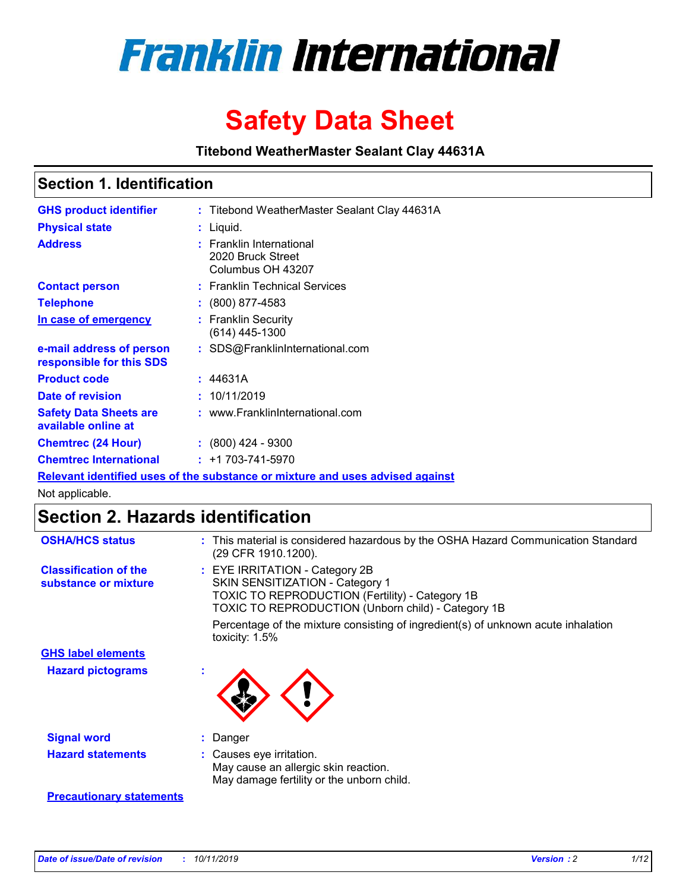# Franklin International

# Safety Data Sheet

**Titebond WeatherMaster Sealant Clay 44631A**

## Section 1. Identification

| | | |
|---|---|---|
| **GHS product identifier** | : | Titebond WeatherMaster Sealant Clay 44631A |
| **Physical state** | : | Liquid. |
| **Address** | : | Franklin International<br>2020 Bruck Street<br>Columbus OH 43207 |
| **Contact person** | : | Franklin Technical Services |
| **Telephone** | : | (800) 877-4583 |
| **In case of emergency** | : | Franklin Security<br>(614) 445-1300 |
| **e-mail address of person responsible for this SDS** | : | SDS@FranklinInternational.com |
| **Product code** | : | 44631A |
| **Date of revision** | : | 10/11/2019 |
| **Safety Data Sheets are available online at** | : | www.FranklinInternational.com |
| **Chemtrec (24 Hour)** | : | (800) 424 - 9300 |
| **Chemtrec International** | : | +1 703-741-5970 |

**Relevant identified uses of the substance or mixture and uses advised against**

Not applicable.

## Section 2. Hazards identification

| | | |
|---|---|---|
| **OSHA/HCS status** | : | This material is considered hazardous by the OSHA Hazard Communication Standard (29 CFR 1910.1200). |
| **Classification of the substance or mixture** | : | EYE IRRITATION - Category 2B<br>SKIN SENSITIZATION - Category 1<br>TOXIC TO REPRODUCTION (Fertility) - Category 1B<br>TOXIC TO REPRODUCTION (Unborn child) - Category 1B<br><br>Percentage of the mixture consisting of ingredient(s) of unknown acute inhalation toxicity: 1.5% |

**GHS label elements**

| | | |
|---|---|---|
| **Hazard pictograms** | : | |
| **Signal word** | : | Danger |
| **Hazard statements** | : | Causes eye irritation.<br>May cause an allergic skin reaction.<br>May damage fertility or the unborn child. |

**Precautionary statements**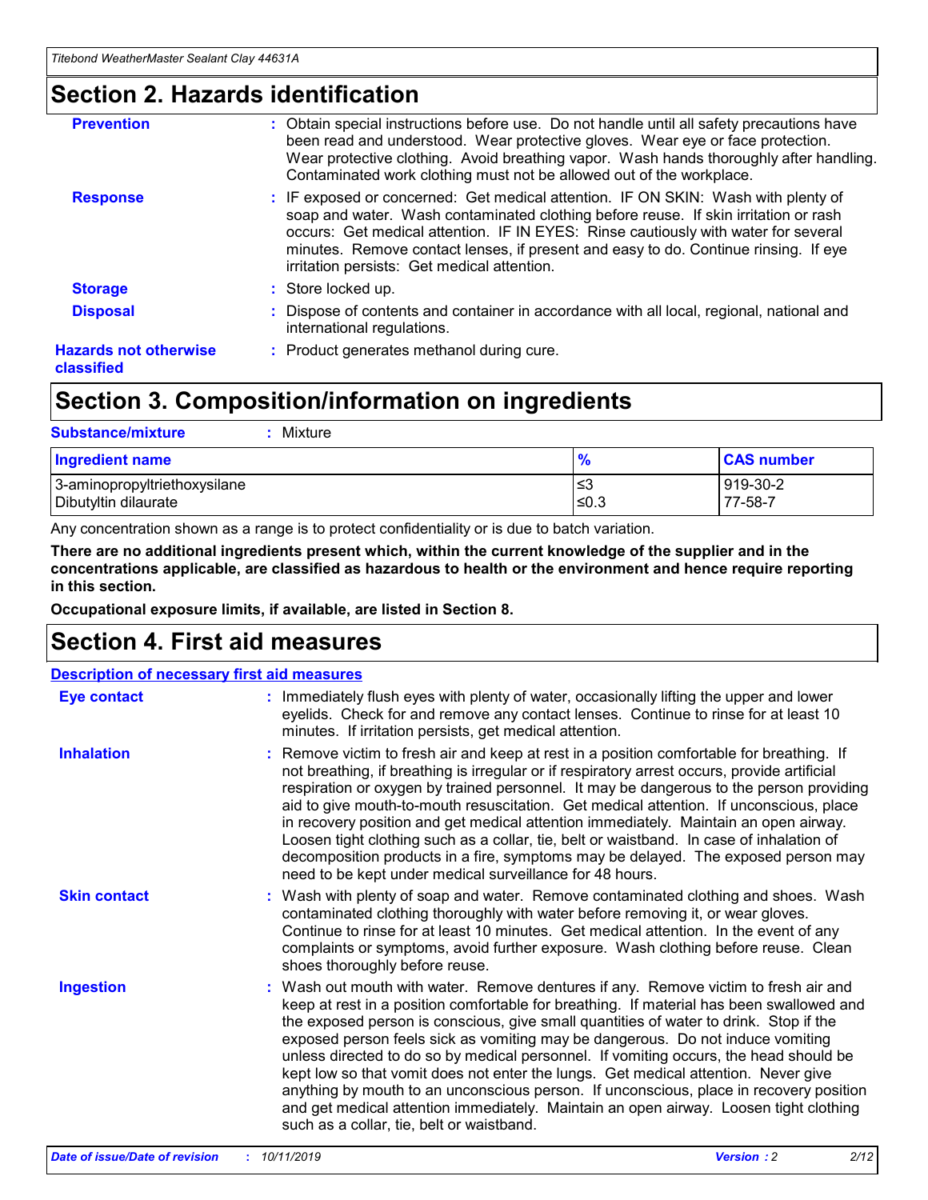## Section 2. Hazards identification

**Prevention** : Obtain special instructions before use. Do not handle until all safety precautions have been read and understood. Wear protective gloves. Wear eye or face protection. Wear protective clothing. Avoid breathing vapor. Wash hands thoroughly after handling. Contaminated work clothing must not be allowed out of the workplace.

**Response** : IF exposed or concerned: Get medical attention. IF ON SKIN: Wash with plenty of soap and water. Wash contaminated clothing before reuse. If skin irritation or rash occurs: Get medical attention. IF IN EYES: Rinse cautiously with water for several minutes. Remove contact lenses, if present and easy to do. Continue rinsing. If eye irritation persists: Get medical attention.

**Storage** : Store locked up.

**Disposal** : Dispose of contents and container in accordance with all local, regional, national and international regulations.

**Hazards not otherwise classified** : Product generates methanol during cure.

## Section 3. Composition/information on ingredients

**Substance/mixture** : Mixture

| Ingredient name | % | CAS number |
|---|---|---|
| 3-aminopropyltriethoxysilane | ≤3 | 919-30-2 |
| Dibutyltin dilaurate | ≤0.3 | 77-58-7 |

Any concentration shown as a range is to protect confidentiality or is due to batch variation.

**There are no additional ingredients present which, within the current knowledge of the supplier and in the concentrations applicable, are classified as hazardous to health or the environment and hence require reporting in this section.**

**Occupational exposure limits, if available, are listed in Section 8.**

## Section 4. First aid measures

**Description of necessary first aid measures**

**Eye contact** : Immediately flush eyes with plenty of water, occasionally lifting the upper and lower eyelids. Check for and remove any contact lenses. Continue to rinse for at least 10 minutes. If irritation persists, get medical attention.

**Inhalation** : Remove victim to fresh air and keep at rest in a position comfortable for breathing. If not breathing, if breathing is irregular or if respiratory arrest occurs, provide artificial respiration or oxygen by trained personnel. It may be dangerous to the person providing aid to give mouth-to-mouth resuscitation. Get medical attention. If unconscious, place in recovery position and get medical attention immediately. Maintain an open airway. Loosen tight clothing such as a collar, tie, belt or waistband. In case of inhalation of decomposition products in a fire, symptoms may be delayed. The exposed person may need to be kept under medical surveillance for 48 hours.

**Skin contact** : Wash with plenty of soap and water. Remove contaminated clothing and shoes. Wash contaminated clothing thoroughly with water before removing it, or wear gloves. Continue to rinse for at least 10 minutes. Get medical attention. In the event of any complaints or symptoms, avoid further exposure. Wash clothing before reuse. Clean shoes thoroughly before reuse.

**Ingestion** : Wash out mouth with water. Remove dentures if any. Remove victim to fresh air and keep at rest in a position comfortable for breathing. If material has been swallowed and the exposed person is conscious, give small quantities of water to drink. Stop if the exposed person feels sick as vomiting may be dangerous. Do not induce vomiting unless directed to do so by medical personnel. If vomiting occurs, the head should be kept low so that vomit does not enter the lungs. Get medical attention. Never give anything by mouth to an unconscious person. If unconscious, place in recovery position and get medical attention immediately. Maintain an open airway. Loosen tight clothing such as a collar, tie, belt or waistband.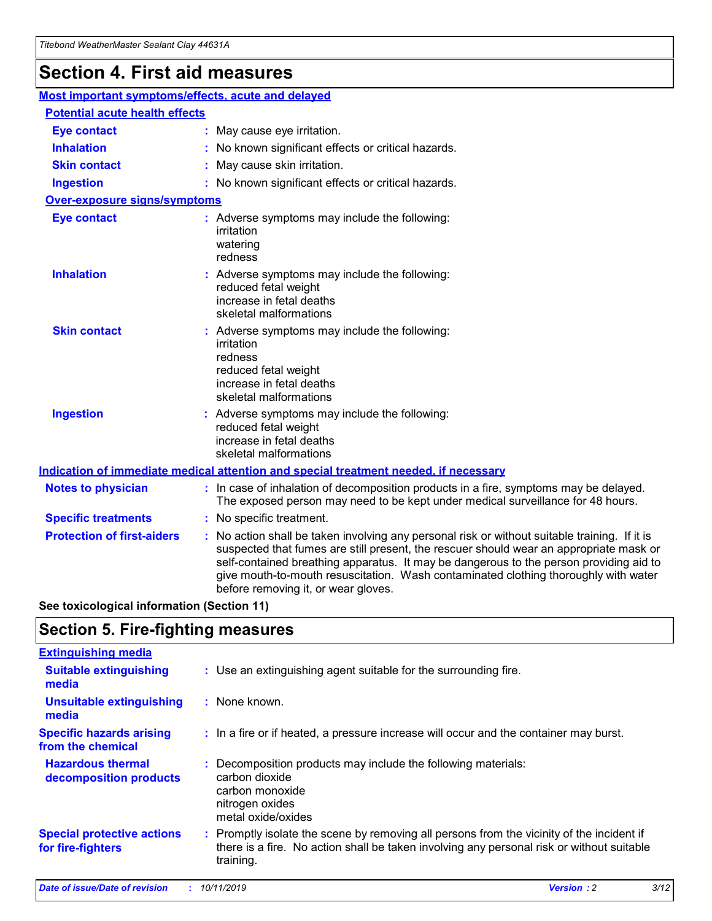# Section 4. First aid measures

## Most important symptoms/effects, acute and delayed

### Potential acute health effects

| | |
|---|---|
| **Eye contact** | : May cause eye irritation. |
| **Inhalation** | : No known significant effects or critical hazards. |
| **Skin contact** | : May cause skin irritation. |
| **Ingestion** | : No known significant effects or critical hazards. |

### Over-exposure signs/symptoms

| | |
|---|---|
| **Eye contact** | : Adverse symptoms may include the following: irritation, watering, redness |
| **Inhalation** | : Adverse symptoms may include the following: reduced fetal weight, increase in fetal deaths, skeletal malformations |
| **Skin contact** | : Adverse symptoms may include the following: irritation, redness, reduced fetal weight, increase in fetal deaths, skeletal malformations |
| **Ingestion** | : Adverse symptoms may include the following: reduced fetal weight, increase in fetal deaths, skeletal malformations |

## Indication of immediate medical attention and special treatment needed, if necessary

| | |
|---|---|
| **Notes to physician** | : In case of inhalation of decomposition products in a fire, symptoms may be delayed. The exposed person may need to be kept under medical surveillance for 48 hours. |
| **Specific treatments** | : No specific treatment. |
| **Protection of first-aiders** | : No action shall be taken involving any personal risk or without suitable training. If it is suspected that fumes are still present, the rescuer should wear an appropriate mask or self-contained breathing apparatus. It may be dangerous to the person providing aid to give mouth-to-mouth resuscitation. Wash contaminated clothing thoroughly with water before removing it, or wear gloves. |

**See toxicological information (Section 11)**

# Section 5. Fire-fighting measures

## Extinguishing media

| | |
|---|---|
| **Suitable extinguishing media** | : Use an extinguishing agent suitable for the surrounding fire. |
| **Unsuitable extinguishing media** | : None known. |
| **Specific hazards arising from the chemical** | : In a fire or if heated, a pressure increase will occur and the container may burst. |
| **Hazardous thermal decomposition products** | : Decomposition products may include the following materials: carbon dioxide, carbon monoxide, nitrogen oxides, metal oxide/oxides |
| **Special protective actions for fire-fighters** | : Promptly isolate the scene by removing all persons from the vicinity of the incident if there is a fire. No action shall be taken involving any personal risk or without suitable training. |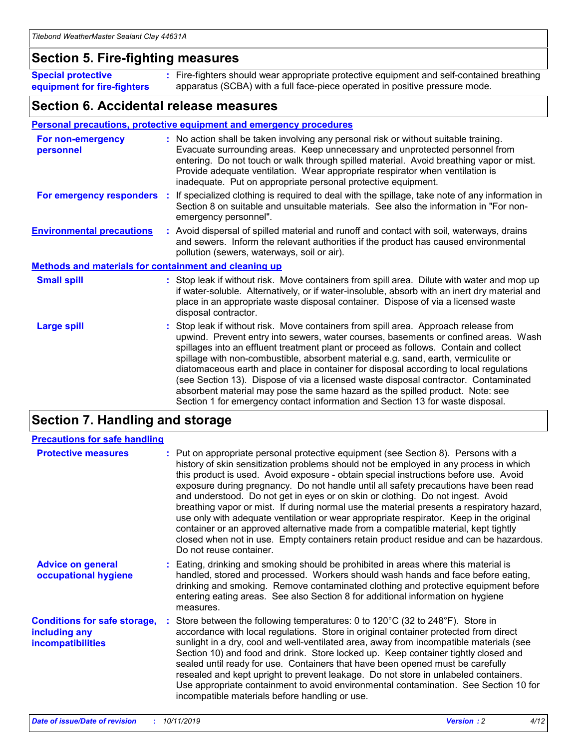## Section 5. Fire-fighting measures

| | |
|---|---|
| **Special protective equipment for fire-fighters** | : Fire-fighters should wear appropriate protective equipment and self-contained breathing apparatus (SCBA) with a full face-piece operated in positive pressure mode. |

## Section 6. Accidental release measures

### Personal precautions, protective equipment and emergency procedures

| | |
|---|---|
| **For non-emergency personnel** | : No action shall be taken involving any personal risk or without suitable training. Evacuate surrounding areas. Keep unnecessary and unprotected personnel from entering. Do not touch or walk through spilled material. Avoid breathing vapor or mist. Provide adequate ventilation. Wear appropriate respirator when ventilation is inadequate. Put on appropriate personal protective equipment. |
| **For emergency responders** | : If specialized clothing is required to deal with the spillage, take note of any information in Section 8 on suitable and unsuitable materials. See also the information in "For non-emergency personnel". |
| **Environmental precautions** | : Avoid dispersal of spilled material and runoff and contact with soil, waterways, drains and sewers. Inform the relevant authorities if the product has caused environmental pollution (sewers, waterways, soil or air). |

### Methods and materials for containment and cleaning up

| | |
|---|---|
| **Small spill** | : Stop leak if without risk. Move containers from spill area. Dilute with water and mop up if water-soluble. Alternatively, or if water-insoluble, absorb with an inert dry material and place in an appropriate waste disposal container. Dispose of via a licensed waste disposal contractor. |
| **Large spill** | : Stop leak if without risk. Move containers from spill area. Approach release from upwind. Prevent entry into sewers, water courses, basements or confined areas. Wash spillages into an effluent treatment plant or proceed as follows. Contain and collect spillage with non-combustible, absorbent material e.g. sand, earth, vermiculite or diatomaceous earth and place in container for disposal according to local regulations (see Section 13). Dispose of via a licensed waste disposal contractor. Contaminated absorbent material may pose the same hazard as the spilled product. Note: see Section 1 for emergency contact information and Section 13 for waste disposal. |

## Section 7. Handling and storage

### Precautions for safe handling

| | |
|---|---|
| **Protective measures** | : Put on appropriate personal protective equipment (see Section 8). Persons with a history of skin sensitization problems should not be employed in any process in which this product is used. Avoid exposure - obtain special instructions before use. Avoid exposure during pregnancy. Do not handle until all safety precautions have been read and understood. Do not get in eyes or on skin or clothing. Do not ingest. Avoid breathing vapor or mist. If during normal use the material presents a respiratory hazard, use only with adequate ventilation or wear appropriate respirator. Keep in the original container or an approved alternative made from a compatible material, kept tightly closed when not in use. Empty containers retain product residue and can be hazardous. Do not reuse container. |
| **Advice on general occupational hygiene** | : Eating, drinking and smoking should be prohibited in areas where this material is handled, stored and processed. Workers should wash hands and face before eating, drinking and smoking. Remove contaminated clothing and protective equipment before entering eating areas. See also Section 8 for additional information on hygiene measures. |
| **Conditions for safe storage, including any incompatibilities** | : Store between the following temperatures: 0 to 120°C (32 to 248°F). Store in accordance with local regulations. Store in original container protected from direct sunlight in a dry, cool and well-ventilated area, away from incompatible materials (see Section 10) and food and drink. Store locked up. Keep container tightly closed and sealed until ready for use. Containers that have been opened must be carefully resealed and kept upright to prevent leakage. Do not store in unlabeled containers. Use appropriate containment to avoid environmental contamination. See Section 10 for incompatible materials before handling or use. |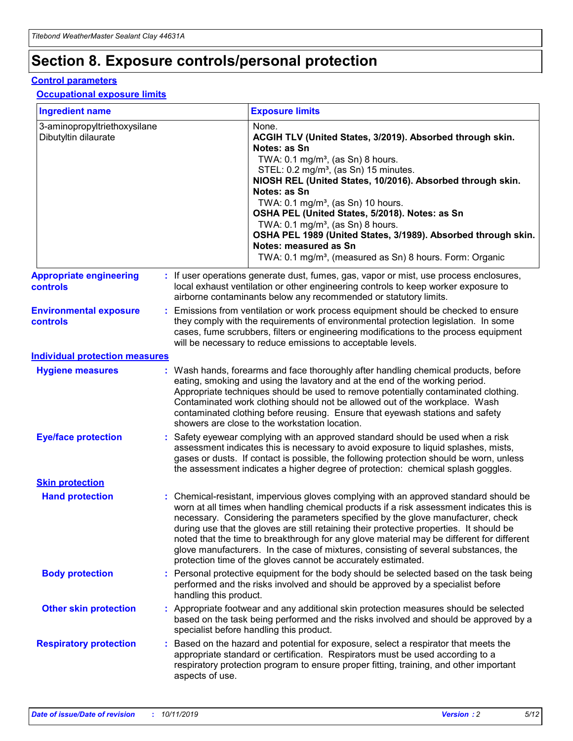# Section 8. Exposure controls/personal protection

## Control parameters

### Occupational exposure limits

| Ingredient name | Exposure limits |
|---|---|
| 3-aminopropyltriethoxysilane<br>Dibutyltin dilaurate | None.<br>**ACGIH TLV (United States, 3/2019). Absorbed through skin. Notes: as Sn**<br>TWA: 0.1 mg/m³, (as Sn) 8 hours.<br>STEL: 0.2 mg/m³, (as Sn) 15 minutes.<br>**NIOSH REL (United States, 10/2016). Absorbed through skin. Notes: as Sn**<br>TWA: 0.1 mg/m³, (as Sn) 10 hours.<br>**OSHA PEL (United States, 5/2018). Notes: as Sn**<br>TWA: 0.1 mg/m³, (as Sn) 8 hours.<br>**OSHA PEL 1989 (United States, 3/1989). Absorbed through skin. Notes: measured as Sn**<br>TWA: 0.1 mg/m³, (measured as Sn) 8 hours. Form: Organic |

**Appropriate engineering controls** : If user operations generate dust, fumes, gas, vapor or mist, use process enclosures, local exhaust ventilation or other engineering controls to keep worker exposure to airborne contaminants below any recommended or statutory limits.

**Environmental exposure controls** : Emissions from ventilation or work process equipment should be checked to ensure they comply with the requirements of environmental protection legislation. In some cases, fume scrubbers, filters or engineering modifications to the process equipment will be necessary to reduce emissions to acceptable levels.

## Individual protection measures

**Hygiene measures** : Wash hands, forearms and face thoroughly after handling chemical products, before eating, smoking and using the lavatory and at the end of the working period. Appropriate techniques should be used to remove potentially contaminated clothing. Contaminated work clothing should not be allowed out of the workplace. Wash contaminated clothing before reusing. Ensure that eyewash stations and safety showers are close to the workstation location.

**Eye/face protection** : Safety eyewear complying with an approved standard should be used when a risk assessment indicates this is necessary to avoid exposure to liquid splashes, mists, gases or dusts. If contact is possible, the following protection should be worn, unless the assessment indicates a higher degree of protection: chemical splash goggles.

### Skin protection

**Hand protection** : Chemical-resistant, impervious gloves complying with an approved standard should be worn at all times when handling chemical products if a risk assessment indicates this is necessary. Considering the parameters specified by the glove manufacturer, check during use that the gloves are still retaining their protective properties. It should be noted that the time to breakthrough for any glove material may be different for different glove manufacturers. In the case of mixtures, consisting of several substances, the protection time of the gloves cannot be accurately estimated.

**Body protection** : Personal protective equipment for the body should be selected based on the task being performed and the risks involved and should be approved by a specialist before handling this product.

**Other skin protection** : Appropriate footwear and any additional skin protection measures should be selected based on the task being performed and the risks involved and should be approved by a specialist before handling this product.

**Respiratory protection** : Based on the hazard and potential for exposure, select a respirator that meets the appropriate standard or certification. Respirators must be used according to a respiratory protection program to ensure proper fitting, training, and other important aspects of use.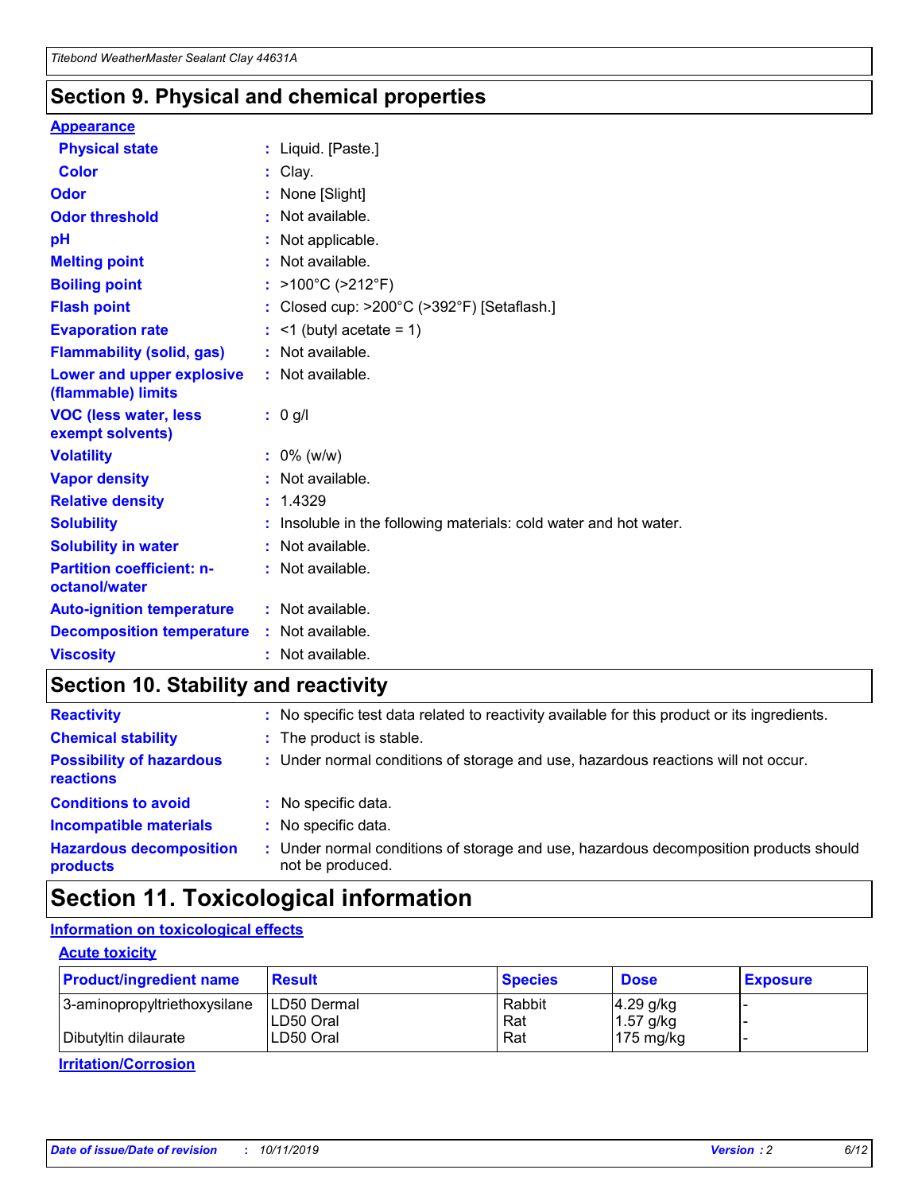## Section 9. Physical and chemical properties

### Appearance

| | |
|---|---|
| **Physical state** | : Liquid. [Paste.] |
| **Color** | : Clay. |
| **Odor** | : None [Slight] |
| **Odor threshold** | : Not available. |
| **pH** | : Not applicable. |
| **Melting point** | : Not available. |
| **Boiling point** | : >100°C (>212°F) |
| **Flash point** | : Closed cup: >200°C (>392°F) [Setaflash.] |
| **Evaporation rate** | : <1 (butyl acetate = 1) |
| **Flammability (solid, gas)** | : Not available. |
| **Lower and upper explosive (flammable) limits** | : Not available. |
| **VOC (less water, less exempt solvents)** | : 0 g/l |
| **Volatility** | : 0% (w/w) |
| **Vapor density** | : Not available. |
| **Relative density** | : 1.4329 |
| **Solubility** | : Insoluble in the following materials: cold water and hot water. |
| **Solubility in water** | : Not available. |
| **Partition coefficient: n-octanol/water** | : Not available. |
| **Auto-ignition temperature** | : Not available. |
| **Decomposition temperature** | : Not available. |
| **Viscosity** | : Not available. |

## Section 10. Stability and reactivity

| | |
|---|---|
| **Reactivity** | : No specific test data related to reactivity available for this product or its ingredients. |
| **Chemical stability** | : The product is stable. |
| **Possibility of hazardous reactions** | : Under normal conditions of storage and use, hazardous reactions will not occur. |
| **Conditions to avoid** | : No specific data. |
| **Incompatible materials** | : No specific data. |
| **Hazardous decomposition products** | : Under normal conditions of storage and use, hazardous decomposition products should not be produced. |

## Section 11. Toxicological information

### Information on toxicological effects

#### Acute toxicity

| Product/ingredient name | Result | Species | Dose | Exposure |
|---|---|---|---|---|
| 3-aminopropyltriethoxysilane | LD50 Dermal | Rabbit | 4.29 g/kg | - |
| | LD50 Oral | Rat | 1.57 g/kg | - |
| Dibutyltin dilaurate | LD50 Oral | Rat | 175 mg/kg | - |

#### Irritation/Corrosion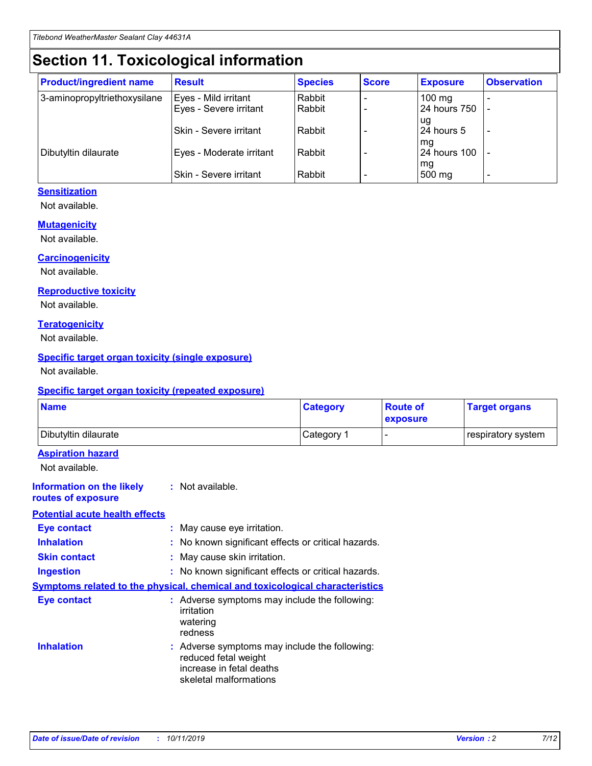# Section 11. Toxicological information

| Product/ingredient name | Result | Species | Score | Exposure | Observation |
|---|---|---|---|---|---|
| 3-aminopropyltriethoxysilane | Eyes - Mild irritant | Rabbit | - | 100 mg | - |
| | Eyes - Severe irritant | Rabbit | - | 24 hours 750 ug | - |
| | Skin - Severe irritant | Rabbit | - | 24 hours 5 mg | - |
| Dibutyltin dilaurate | Eyes - Moderate irritant | Rabbit | - | 24 hours 100 mg | - |
| | Skin - Severe irritant | Rabbit | - | 500 mg | - |

**Sensitization**

Not available.

**Mutagenicity**

Not available.

**Carcinogenicity**

Not available.

**Reproductive toxicity**

Not available.

**Teratogenicity**

Not available.

**Specific target organ toxicity (single exposure)**

Not available.

**Specific target organ toxicity (repeated exposure)**

| Name | Category | Route of exposure | Target organs |
|---|---|---|---|
| Dibutyltin dilaurate | Category 1 | - | respiratory system |

**Aspiration hazard**

Not available.

**Information on the likely routes of exposure** : Not available.

**Potential acute health effects**

**Eye contact** : May cause eye irritation.

**Inhalation** : No known significant effects or critical hazards.

**Skin contact** : May cause skin irritation.

**Ingestion** : No known significant effects or critical hazards.

**Symptoms related to the physical, chemical and toxicological characteristics**

**Eye contact** : Adverse symptoms may include the following:
irritation
watering
redness

**Inhalation** : Adverse symptoms may include the following:
reduced fetal weight
increase in fetal deaths
skeletal malformations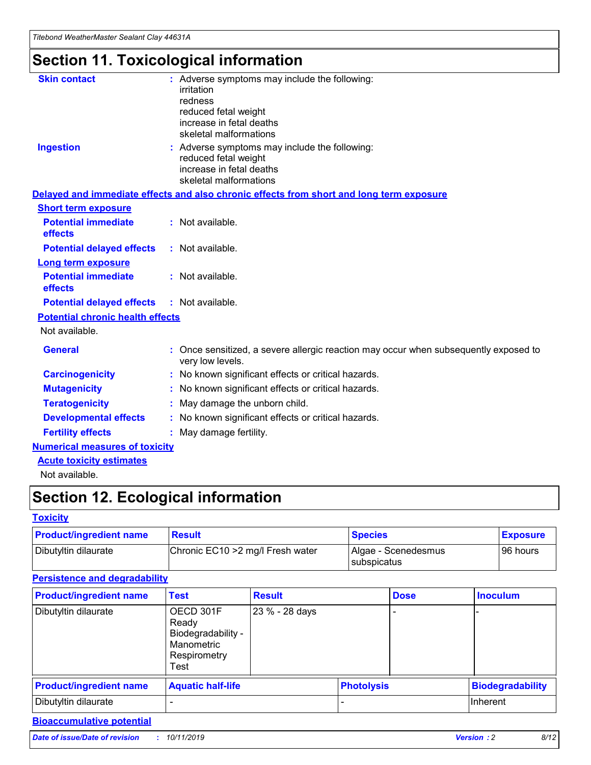# Section 11. Toxicological information

**Skin contact** : Adverse symptoms may include the following:
irritation
redness
reduced fetal weight
increase in fetal deaths
skeletal malformations

**Ingestion** : Adverse symptoms may include the following:
reduced fetal weight
increase in fetal deaths
skeletal malformations

**Delayed and immediate effects and also chronic effects from short and long term exposure**

**Short term exposure**

**Potential immediate effects** : Not available.

**Potential delayed effects** : Not available.

**Long term exposure**

**Potential immediate effects** : Not available.

**Potential delayed effects** : Not available.

**Potential chronic health effects**

Not available.

**General** : Once sensitized, a severe allergic reaction may occur when subsequently exposed to very low levels.

**Carcinogenicity** : No known significant effects or critical hazards.

**Mutagenicity** : No known significant effects or critical hazards.

**Teratogenicity** : May damage the unborn child.

**Developmental effects** : No known significant effects or critical hazards.

**Fertility effects** : May damage fertility.

**Numerical measures of toxicity**

**Acute toxicity estimates**

Not available.

# Section 12. Ecological information

**Toxicity**

| Product/ingredient name | Result | Species | Exposure |
|---|---|---|---|
| Dibutyltin dilaurate | Chronic EC10 >2 mg/l Fresh water | Algae - Scenedesmus subspicatus | 96 hours |

**Persistence and degradability**

| Product/ingredient name | Test | Result | Dose | Inoculum |
|---|---|---|---|---|
| Dibutyltin dilaurate | OECD 301F Ready Biodegradability - Manometric Respirometry Test | 23 % - 28 days | - | - |

| Product/ingredient name | Aquatic half-life | Photolysis | Biodegradability |
|---|---|---|---|
| Dibutyltin dilaurate | - | - | Inherent |

**Bioaccumulative potential**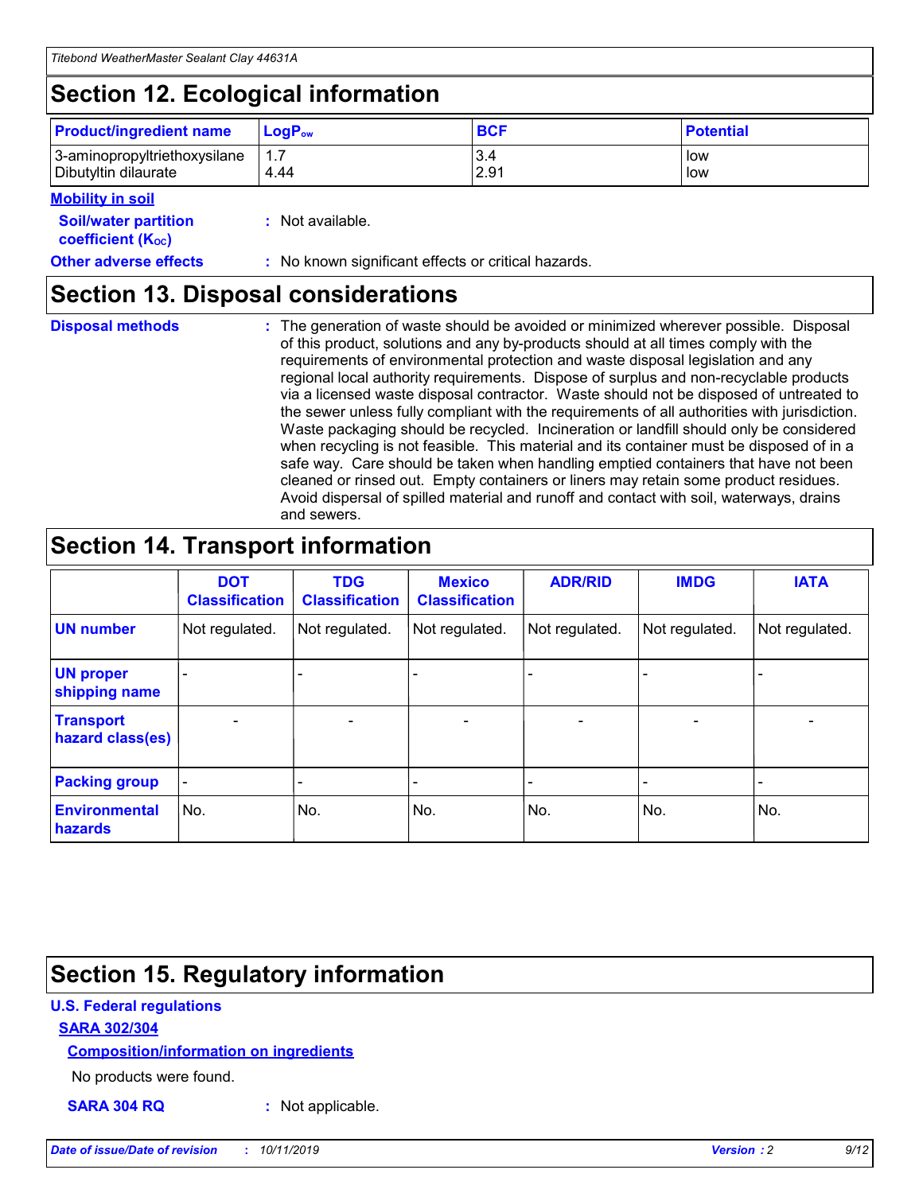## Section 12. Ecological information

| Product/ingredient name | $LogP_{ow}$ | BCF | Potential |
|---|---|---|---|
| 3-aminopropyltriethoxysilane | 1.7 | 3.4 | low |
| Dibutyltin dilaurate | 4.44 | 2.91 | low |

**Mobility in soil**

**Soil/water partition coefficient ($K_{OC}$)** : Not available.

**Other adverse effects** : No known significant effects or critical hazards.

## Section 13. Disposal considerations

**Disposal methods** : The generation of waste should be avoided or minimized wherever possible. Disposal of this product, solutions and any by-products should at all times comply with the requirements of environmental protection and waste disposal legislation and any regional local authority requirements. Dispose of surplus and non-recyclable products via a licensed waste disposal contractor. Waste should not be disposed of untreated to the sewer unless fully compliant with the requirements of all authorities with jurisdiction. Waste packaging should be recycled. Incineration or landfill should only be considered when recycling is not feasible. This material and its container must be disposed of in a safe way. Care should be taken when handling emptied containers that have not been cleaned or rinsed out. Empty containers or liners may retain some product residues. Avoid dispersal of spilled material and runoff and contact with soil, waterways, drains and sewers.

## Section 14. Transport information

| | DOT Classification | TDG Classification | Mexico Classification | ADR/RID | IMDG | IATA |
|---|---|---|---|---|---|---|
| UN number | Not regulated. | Not regulated. | Not regulated. | Not regulated. | Not regulated. | Not regulated. |
| UN proper shipping name | - | - | - | - | - | - |
| Transport hazard class(es) | - | - | - | - | - | - |
| Packing group | - | - | - | - | - | - |
| Environmental hazards | No. | No. | No. | No. | No. | No. |

## Section 15. Regulatory information

**U.S. Federal regulations**

**SARA 302/304**

**Composition/information on ingredients**

No products were found.

**SARA 304 RQ** : Not applicable.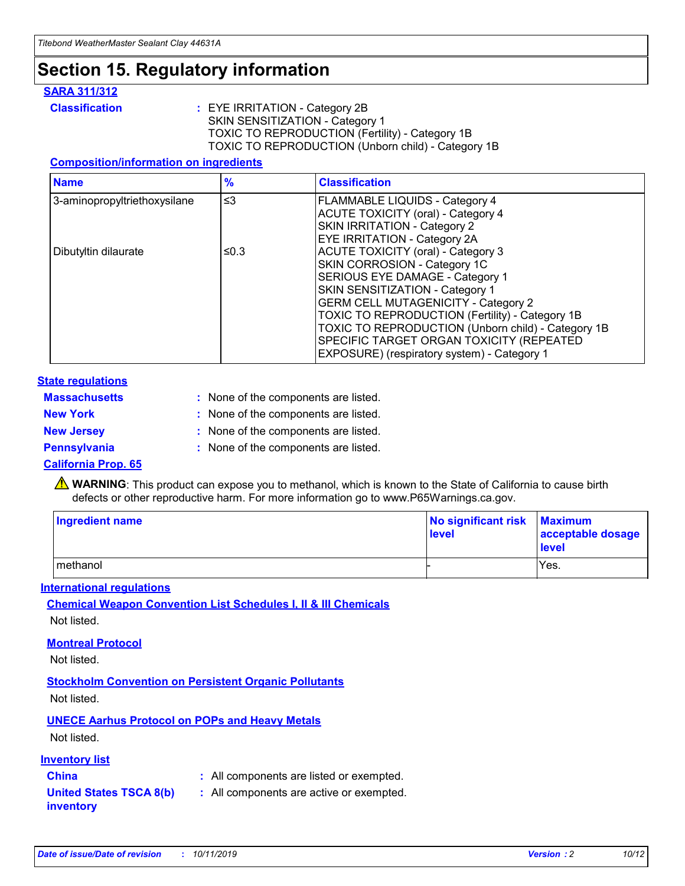# Section 15. Regulatory information

## SARA 311/312

**Classification** : EYE IRRITATION - Category 2B
SKIN SENSITIZATION - Category 1
TOXIC TO REPRODUCTION (Fertility) - Category 1B
TOXIC TO REPRODUCTION (Unborn child) - Category 1B

### Composition/information on ingredients

| Name | % | Classification |
|---|---|---|
| 3-aminopropyltriethoxysilane | ≤3 | FLAMMABLE LIQUIDS - Category 4<br>ACUTE TOXICITY (oral) - Category 4<br>SKIN IRRITATION - Category 2<br>EYE IRRITATION - Category 2A |
| Dibutyltin dilaurate | ≤0.3 | ACUTE TOXICITY (oral) - Category 3<br>SKIN CORROSION - Category 1C<br>SERIOUS EYE DAMAGE - Category 1<br>SKIN SENSITIZATION - Category 1<br>GERM CELL MUTAGENICITY - Category 2<br>TOXIC TO REPRODUCTION (Fertility) - Category 1B<br>TOXIC TO REPRODUCTION (Unborn child) - Category 1B<br>SPECIFIC TARGET ORGAN TOXICITY (REPEATED EXPOSURE) (respiratory system) - Category 1 |

## State regulations

**Massachusetts** : None of the components are listed.

**New York** : None of the components are listed.

**New Jersey** : None of the components are listed.

**Pennsylvania** : None of the components are listed.

### California Prop. 65

⚠ **WARNING**: This product can expose you to methanol, which is known to the State of California to cause birth defects or other reproductive harm. For more information go to www.P65Warnings.ca.gov.

| Ingredient name | No significant risk level | Maximum acceptable dosage level |
|---|---|---|
| methanol | - | Yes. |

## International regulations

### Chemical Weapon Convention List Schedules I, II & III Chemicals

Not listed.

### Montreal Protocol

Not listed.

### Stockholm Convention on Persistent Organic Pollutants

Not listed.

### UNECE Aarhus Protocol on POPs and Heavy Metals

Not listed.

## Inventory list

**China** : All components are listed or exempted.

**United States TSCA 8(b) inventory** : All components are active or exempted.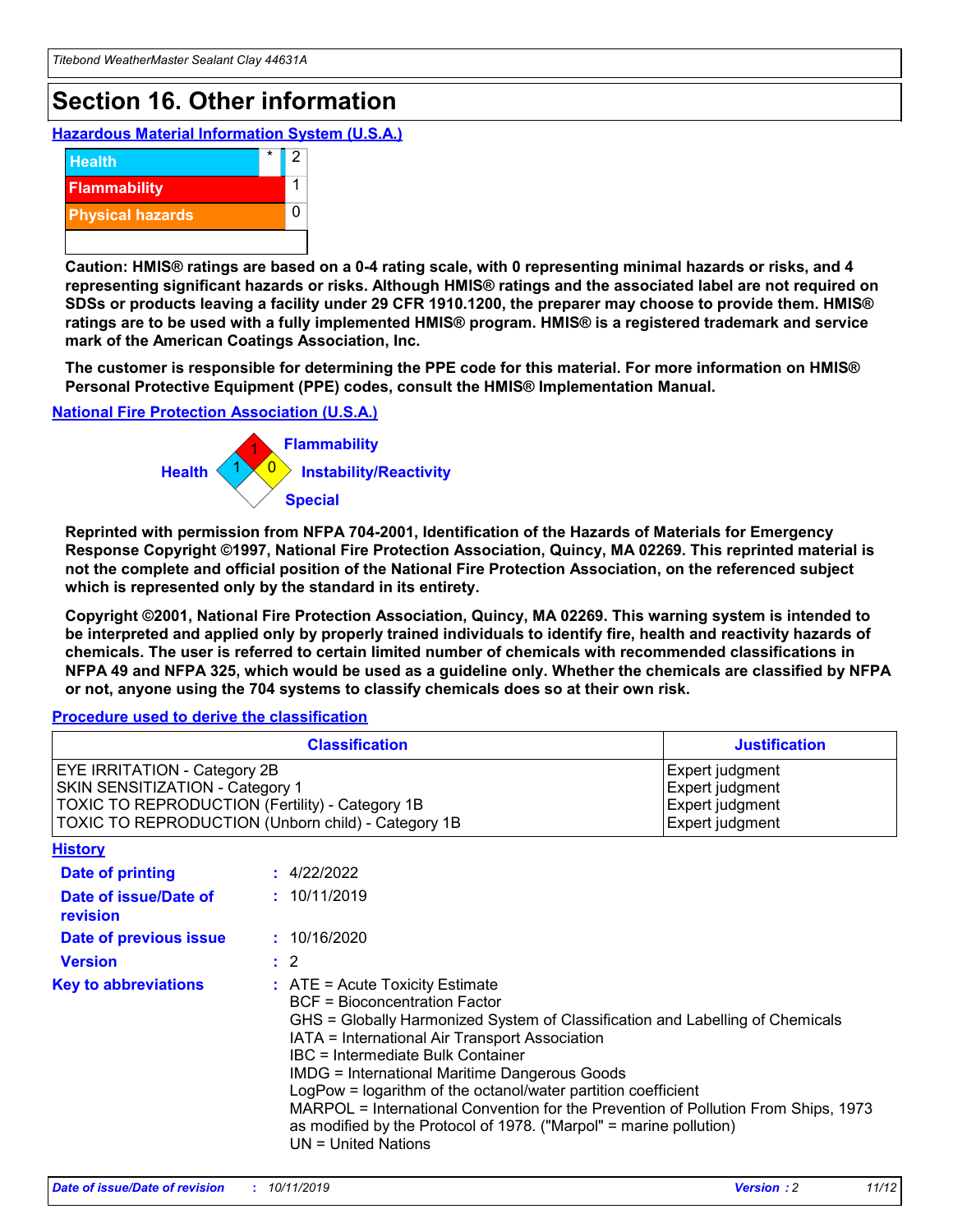# Section 16. Other information

## Hazardous Material Information System (U.S.A.)

| | | |
|---|---|---|
| Health | * | 2 |
| Flammability | | 1 |
| Physical hazards | | 0 |

**Caution: HMIS® ratings are based on a 0-4 rating scale, with 0 representing minimal hazards or risks, and 4 representing significant hazards or risks. Although HMIS® ratings and the associated label are not required on SDSs or products leaving a facility under 29 CFR 1910.1200, the preparer may choose to provide them. HMIS® ratings are to be used with a fully implemented HMIS® program. HMIS® is a registered trademark and service mark of the American Coatings Association, Inc.**

**The customer is responsible for determining the PPE code for this material. For more information on HMIS® Personal Protective Equipment (PPE) codes, consult the HMIS® Implementation Manual.**

## National Fire Protection Association (U.S.A.)

Flammability: 1
Health: 1
Instability/Reactivity: 0
Special:

**Reprinted with permission from NFPA 704-2001, Identification of the Hazards of Materials for Emergency Response Copyright ©1997, National Fire Protection Association, Quincy, MA 02269. This reprinted material is not the complete and official position of the National Fire Protection Association, on the referenced subject which is represented only by the standard in its entirety.**

**Copyright ©2001, National Fire Protection Association, Quincy, MA 02269. This warning system is intended to be interpreted and applied only by properly trained individuals to identify fire, health and reactivity hazards of chemicals. The user is referred to certain limited number of chemicals with recommended classifications in NFPA 49 and NFPA 325, which would be used as a guideline only. Whether the chemicals are classified by NFPA or not, anyone using the 704 systems to classify chemicals does so at their own risk.**

## Procedure used to derive the classification

| Classification | Justification |
|---|---|
| EYE IRRITATION - Category 2B | Expert judgment |
| SKIN SENSITIZATION - Category 1 | Expert judgment |
| TOXIC TO REPRODUCTION (Fertility) - Category 1B | Expert judgment |
| TOXIC TO REPRODUCTION (Unborn child) - Category 1B | Expert judgment |

## History

**Date of printing** : 4/22/2022

**Date of issue/Date of revision** : 10/11/2019

**Date of previous issue** : 10/16/2020

**Version** : 2

**Key to abbreviations** : ATE = Acute Toxicity Estimate
BCF = Bioconcentration Factor
GHS = Globally Harmonized System of Classification and Labelling of Chemicals
IATA = International Air Transport Association
IBC = Intermediate Bulk Container
IMDG = International Maritime Dangerous Goods
LogPow = logarithm of the octanol/water partition coefficient
MARPOL = International Convention for the Prevention of Pollution From Ships, 1973 as modified by the Protocol of 1978. ("Marpol" = marine pollution)
UN = United Nations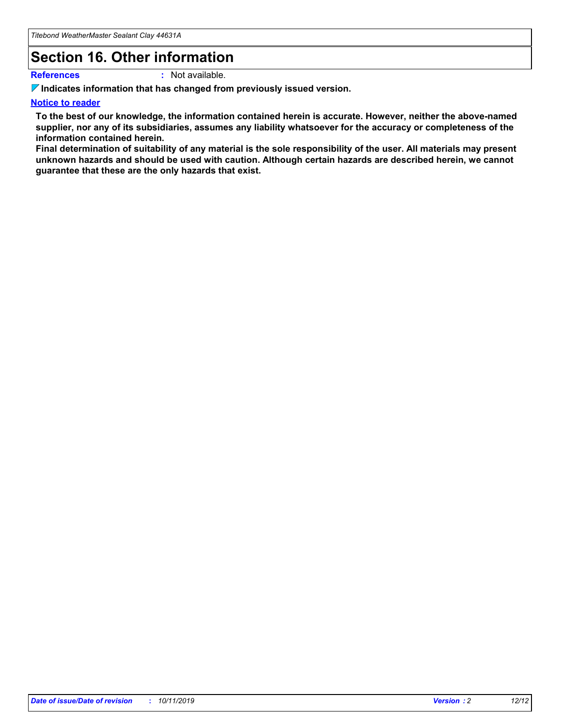# Section 16. Other information

**References** : Not available.

**Indicates information that has changed from previously issued version.**

**Notice to reader**

**To the best of our knowledge, the information contained herein is accurate. However, neither the above-named supplier, nor any of its subsidiaries, assumes any liability whatsoever for the accuracy or completeness of the information contained herein.**

**Final determination of suitability of any material is the sole responsibility of the user. All materials may present unknown hazards and should be used with caution. Although certain hazards are described herein, we cannot guarantee that these are the only hazards that exist.**